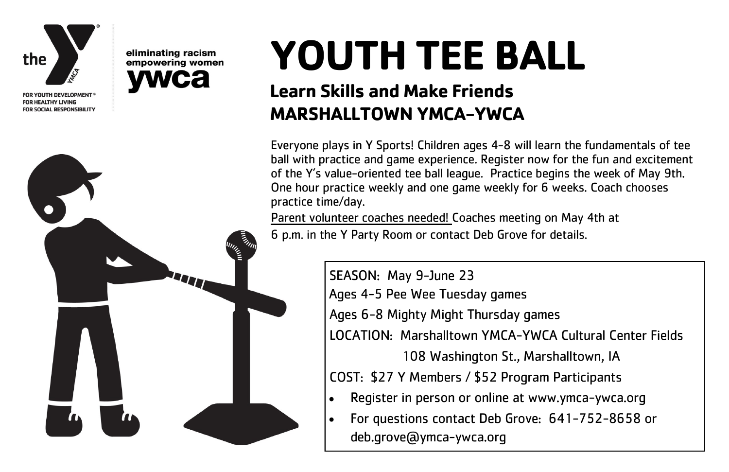the YMCA

FOR YOUTH DEVELOPMENT®
FOR HEALTHY LIVING
FOR SOCIAL RESPONSIBILITY

eliminating racism
empowering women
ywca

# YOUTH TEE BALL

## Learn Skills and Make Friends
## MARSHALLTOWN YMCA-YWCA

Everyone plays in Y Sports! Children ages 4-8 will learn the fundamentals of tee ball with practice and game experience. Register now for the fun and excitement of the Y's value-oriented tee ball league. Practice begins the week of May 9th. One hour practice weekly and one game weekly for 6 weeks. Coach chooses practice time/day.

<u>Parent volunteer coaches needed!</u> Coaches meeting on May 4th at 6 p.m. in the Y Party Room or contact Deb Grove for details.

SEASON: May 9-June 23

Ages 4-5 Pee Wee Tuesday games

Ages 6-8 Mighty Might Thursday games

LOCATION: Marshalltown YMCA-YWCA Cultural Center Fields
108 Washington St., Marshalltown, IA

COST: $27 Y Members / $52 Program Participants

- Register in person or online at www.ymca-ywca.org
- For questions contact Deb Grove: 641-752-8658 or deb.grove@ymca-ywca.org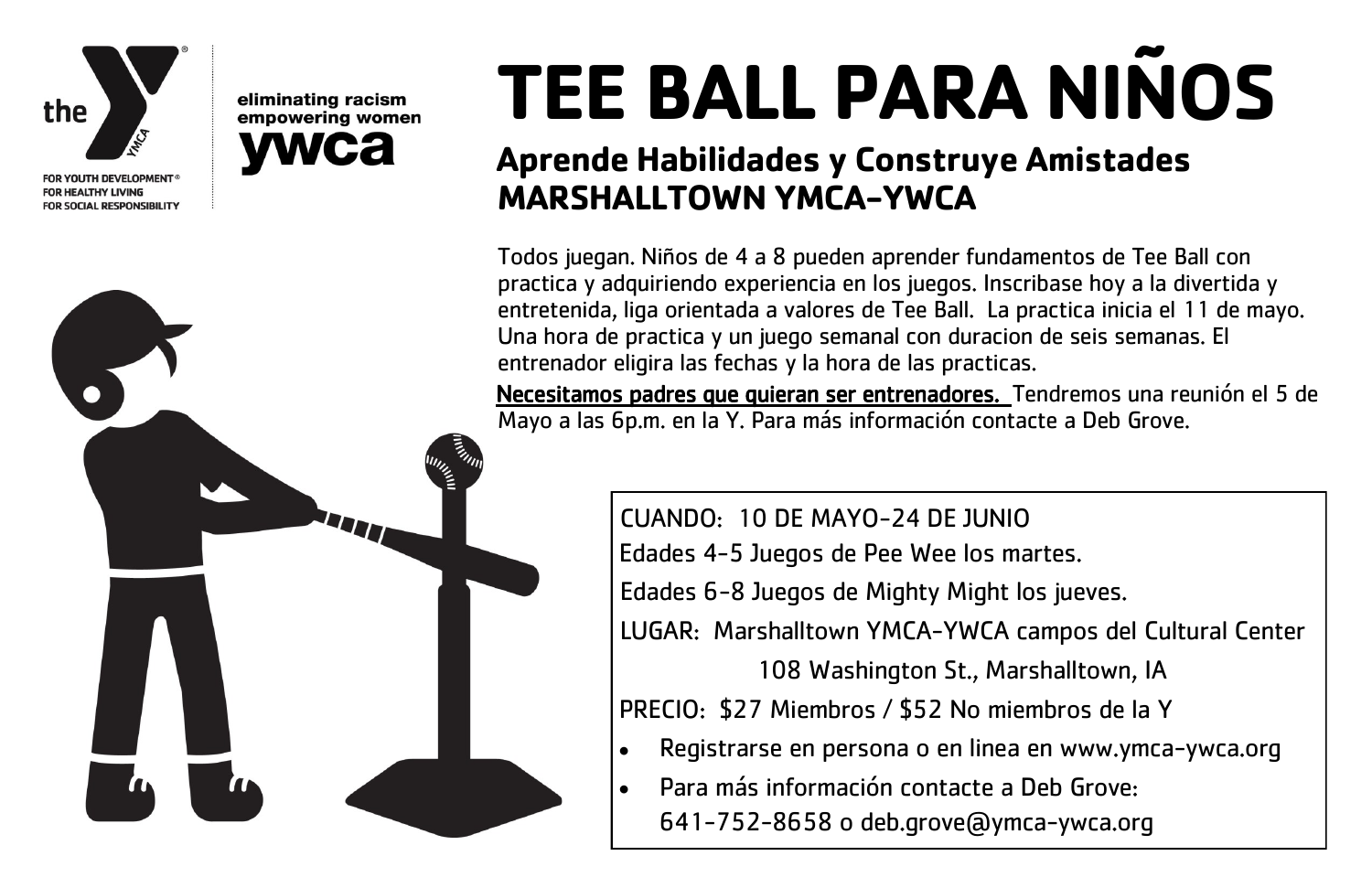the YMCA

FOR YOUTH DEVELOPMENT®
FOR HEALTHY LIVING
FOR SOCIAL RESPONSIBILITY

eliminating racism
empowering women
ywca

# TEE BALL PARA NIÑOS

## Aprende Habilidades y Construye Amistades
## MARSHALLTOWN YMCA-YWCA

Todos juegan. Niños de 4 a 8 pueden aprender fundamentos de Tee Ball con practica y adquiriendo experiencia en los juegos. Inscribase hoy a la divertida y entretenida, liga orientada a valores de Tee Ball. La practica inicia el 11 de mayo. Una hora de practica y un juego semanal con duracion de seis semanas. El entrenador eligira las fechas y la hora de las practicas.

**Necesitamos padres que quieran ser entrenadores.** Tendremos una reunión el 5 de Mayo a las 6p.m. en la Y. Para más información contacte a Deb Grove.

CUANDO: 10 DE MAYO-24 DE JUNIO

Edades 4-5 Juegos de Pee Wee los martes.

Edades 6-8 Juegos de Mighty Might los jueves.

LUGAR: Marshalltown YMCA-YWCA campos del Cultural Center

108 Washington St., Marshalltown, IA

PRECIO: $27 Miembros / $52 No miembros de la Y

- Registrarse en persona o en linea en www.ymca-ywca.org
- Para más información contacte a Deb Grove: 641-752-8658 o deb.grove@ymca-ywca.org